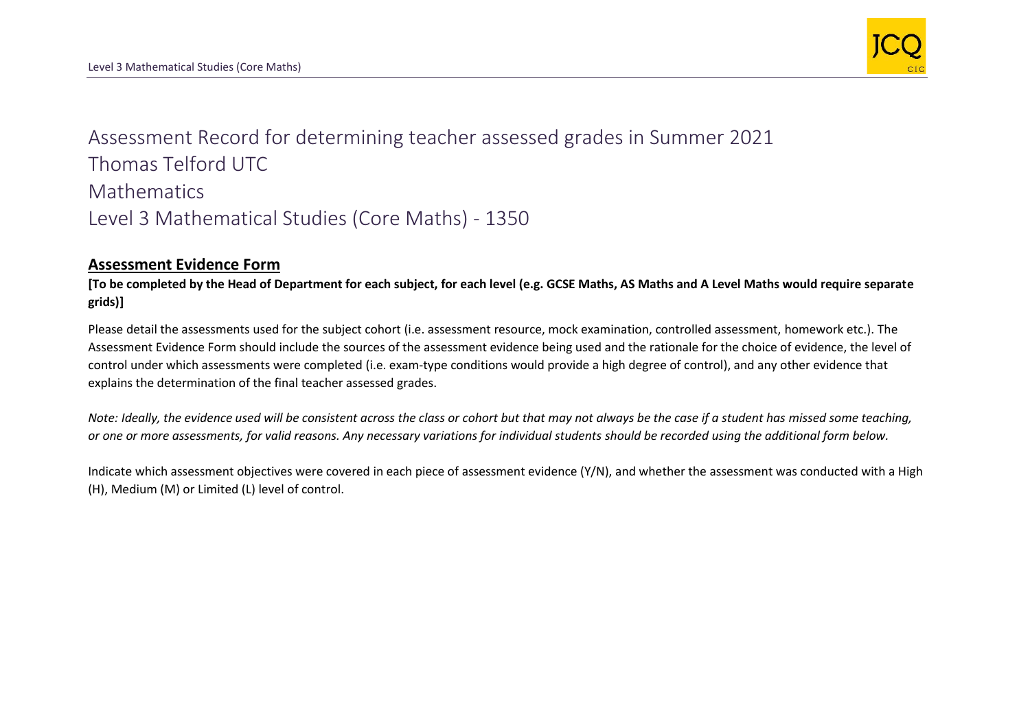# Assessment Record for determining teacher assessed grades in Summer 2021

# Thomas Telford UTC

# Mathematics

# Level 3 Mathematical Studies (Core Maths) - 1350

## Assessment Evidence Form

**[To be completed by the Head of Department for each subject, for each level (e.g. GCSE Maths, AS Maths and A Level Maths would require separate grids)]**

Please detail the assessments used for the subject cohort (i.e. assessment resource, mock examination, controlled assessment, homework etc.). The Assessment Evidence Form should include the sources of the assessment evidence being used and the rationale for the choice of evidence, the level of control under which assessments were completed (i.e. exam-type conditions would provide a high degree of control), and any other evidence that explains the determination of the final teacher assessed grades.

*Note: Ideally, the evidence used will be consistent across the class or cohort but that may not always be the case if a student has missed some teaching, or one or more assessments, for valid reasons. Any necessary variations for individual students should be recorded using the additional form below.*

Indicate which assessment objectives were covered in each piece of assessment evidence (Y/N), and whether the assessment was conducted with a High (H), Medium (M) or Limited (L) level of control.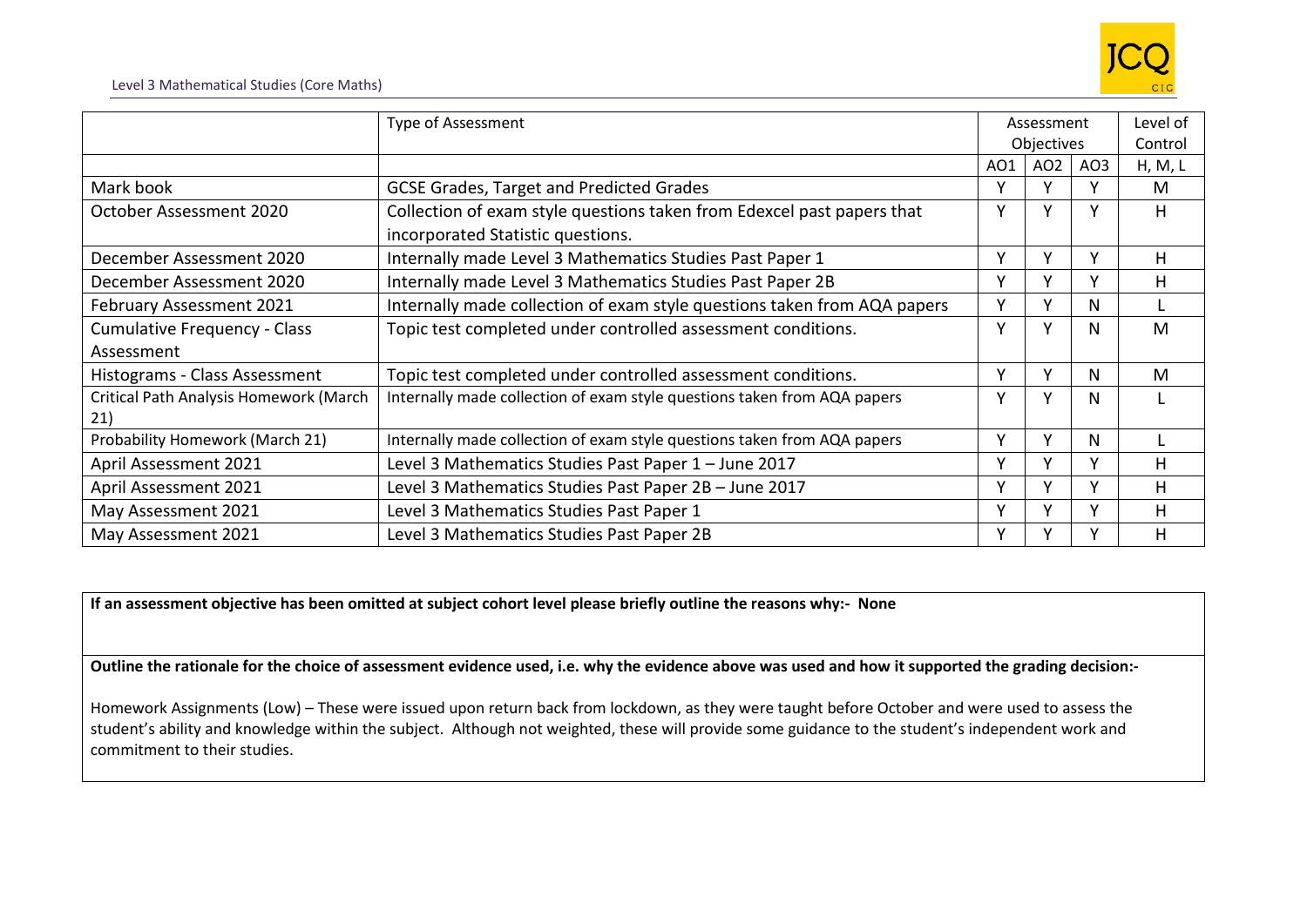Level 3 Mathematical Studies (Core Maths)

| | Type of Assessment | Assessment Objectives | | | Level of Control |
|---|---|---|---|---|---|
| | | AO1 | AO2 | AO3 | H, M, L |
| Mark book | GCSE Grades, Target and Predicted Grades | Y | Y | Y | M |
| October Assessment 2020 | Collection of exam style questions taken from Edexcel past papers that incorporated Statistic questions. | Y | Y | Y | H |
| December Assessment 2020 | Internally made Level 3 Mathematics Studies Past Paper 1 | Y | Y | Y | H |
| December Assessment 2020 | Internally made Level 3 Mathematics Studies Past Paper 2B | Y | Y | Y | H |
| February Assessment 2021 | Internally made collection of exam style questions taken from AQA papers | Y | Y | N | L |
| Cumulative Frequency - Class Assessment | Topic test completed under controlled assessment conditions. | Y | Y | N | M |
| Histograms - Class Assessment | Topic test completed under controlled assessment conditions. | Y | Y | N | M |
| Critical Path Analysis Homework (March 21) | Internally made collection of exam style questions taken from AQA papers | Y | Y | N | L |
| Probability Homework (March 21) | Internally made collection of exam style questions taken from AQA papers | Y | Y | N | L |
| April Assessment 2021 | Level 3 Mathematics Studies Past Paper 1 – June 2017 | Y | Y | Y | H |
| April Assessment 2021 | Level 3 Mathematics Studies Past Paper 2B – June 2017 | Y | Y | Y | H |
| May Assessment 2021 | Level 3 Mathematics Studies Past Paper 1 | Y | Y | Y | H |
| May Assessment 2021 | Level 3 Mathematics Studies Past Paper 2B | Y | Y | Y | H |

**If an assessment objective has been omitted at subject cohort level please briefly outline the reasons why:- None**

**Outline the rationale for the choice of assessment evidence used, i.e. why the evidence above was used and how it supported the grading decision:-**

Homework Assignments (Low) – These were issued upon return back from lockdown, as they were taught before October and were used to assess the student's ability and knowledge within the subject. Although not weighted, these will provide some guidance to the student's independent work and commitment to their studies.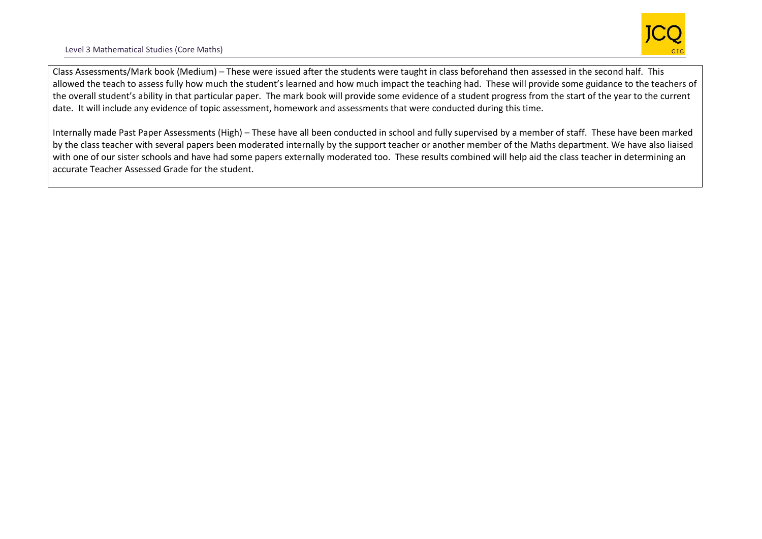Class Assessments/Mark book (Medium) – These were issued after the students were taught in class beforehand then assessed in the second half. This allowed the teach to assess fully how much the student's learned and how much impact the teaching had. These will provide some guidance to the teachers of the overall student's ability in that particular paper. The mark book will provide some evidence of a student progress from the start of the year to the current date. It will include any evidence of topic assessment, homework and assessments that were conducted during this time.

Internally made Past Paper Assessments (High) – These have all been conducted in school and fully supervised by a member of staff. These have been marked by the class teacher with several papers been moderated internally by the support teacher or another member of the Maths department. We have also liaised with one of our sister schools and have had some papers externally moderated too. These results combined will help aid the class teacher in determining an accurate Teacher Assessed Grade for the student.